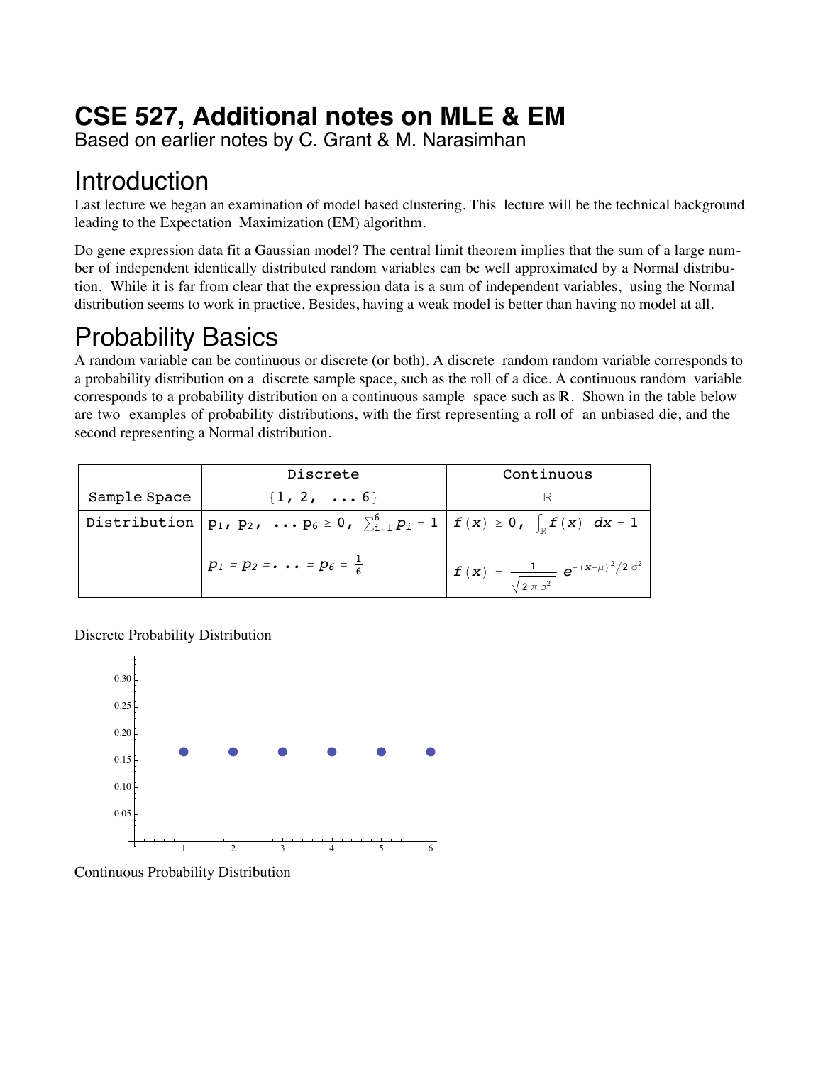# CSE 527, Additional notes on MLE & EM

Based on earlier notes by C. Grant & M. Narasimhan

## Introduction

Last lecture we began an examination of model based clustering. This lecture will be the technical background leading to the Expectation Maximization (EM) algorithm.

Do gene expression data fit a Gaussian model? The central limit theorem implies that the sum of a large number of independent identically distributed random variables can be well approximated by a Normal distribution. While it is far from clear that the expression data is a sum of independent variables, using the Normal distribution seems to work in practice. Besides, having a weak model is better than having no model at all.

## Probability Basics

A random variable can be continuous or discrete (or both). A discrete random random variable corresponds to a probability distribution on a discrete sample space, such as the roll of a dice. A continuous random variable corresponds to a probability distribution on a continuous sample space such as $\mathbb{R}$. Shown in the table below are two examples of probability distributions, with the first representing a roll of an unbiased die, and the second representing a Normal distribution.

| | Discrete | Continuous |
|---|---|---|
| Sample Space | $\{1, 2, \ldots 6\}$ | $\mathbb{R}$ |
| Distribution | $p_1, p_2, \ldots p_6 \geq 0, \sum_{i=1}^{6} p_i = 1$ | $f(x) \geq 0, \int_{\mathbb{R}} f(x)\, dx = 1$ |
| | $p_1 = p_2 = \ldots = p_6 = \frac{1}{6}$ | $f(x) = \frac{1}{\sqrt{2\pi\sigma^2}} e^{-(x-\mu)^2/2\sigma^2}$ |

Discrete Probability Distribution

Continuous Probability Distribution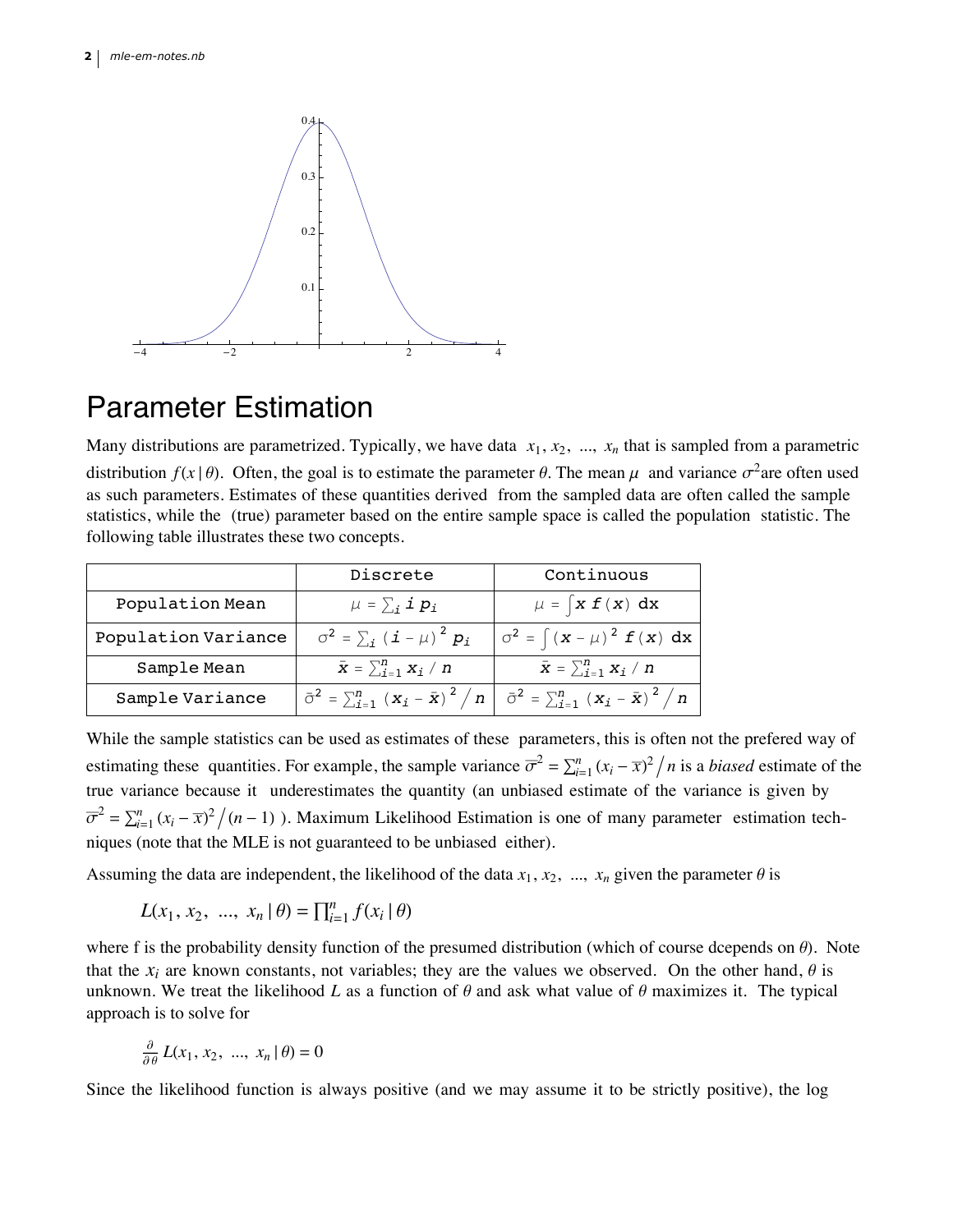# Parameter Estimation

Many distributions are parametrized. Typically, we have data $x_1, x_2, ..., x_n$ that is sampled from a parametric distribution $f(x \mid \theta)$. Often, the goal is to estimate the parameter $\theta$. The mean $\mu$ and variance $\sigma^2$ are often used as such parameters. Estimates of these quantities derived from the sampled data are often called the sample statistics, while the (true) parameter based on the entire sample space is called the population statistic. The following table illustrates these two concepts.

| | Discrete | Continuous |
|---|---|---|
| Population Mean | $\mu = \sum_i i\, p_i$ | $\mu = \int x\, f(x)\, dx$ |
| Population Variance | $\sigma^2 = \sum_i (i - \mu)^2\, p_i$ | $\sigma^2 = \int (x - \mu)^2 f(x)\, dx$ |
| Sample Mean | $\bar{x} = \sum_{i=1}^n x_i / n$ | $\bar{x} = \sum_{i=1}^n x_i / n$ |
| Sample Variance | $\bar{\sigma}^2 = \sum_{i=1}^n (x_i - \bar{x})^2 / n$ | $\bar{\sigma}^2 = \sum_{i=1}^n (x_i - \bar{x})^2 / n$ |

While the sample statistics can be used as estimates of these parameters, this is often not the prefered way of estimating these quantities. For example, the sample variance $\overline{\sigma}^2 = \sum_{i=1}^n (x_i - \overline{x})^2 / n$ is a *biased* estimate of the true variance because it underestimates the quantity (an unbiased estimate of the variance is given by $\overline{\sigma}^2 = \sum_{i=1}^n (x_i - \overline{x})^2 / (n-1)$ ). Maximum Likelihood Estimation is one of many parameter estimation techniques (note that the MLE is not guaranteed to be unbiased either).

Assuming the data are independent, the likelihood of the data $x_1, x_2, ..., x_n$ given the parameter $\theta$ is

$$L(x_1, x_2, ..., x_n \mid \theta) = \prod_{i=1}^n f(x_i \mid \theta)$$

where f is the probability density function of the presumed distribution (which of course dcepends on $\theta$). Note that the $x_i$ are known constants, not variables; they are the values we observed. On the other hand, $\theta$ is unknown. We treat the likelihood $L$ as a function of $\theta$ and ask what value of $\theta$ maximizes it. The typical approach is to solve for

$$\frac{\partial}{\partial \theta} L(x_1, x_2, ..., x_n \mid \theta) = 0$$

Since the likelihood function is always positive (and we may assume it to be strictly positive), the log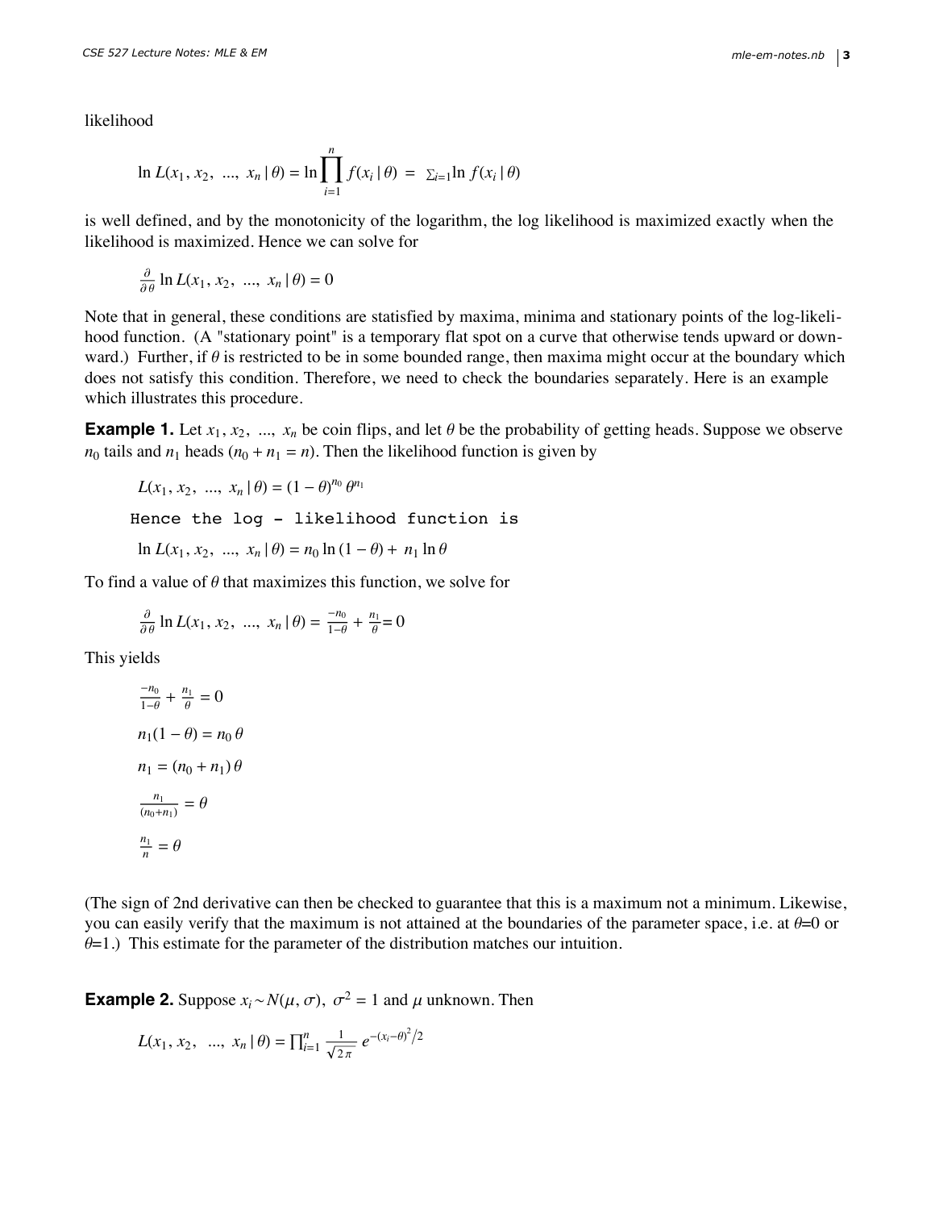likelihood

$$\ln L(x_1, x_2, \ ..., \ x_n \mid \theta) = \ln \prod_{i=1}^{n} f(x_i \mid \theta) \ = \ \sum_{i=1} \ln f(x_i \mid \theta)$$

is well defined, and by the monotonicity of the logarithm, the log likelihood is maximized exactly when the likelihood is maximized. Hence we can solve for

$$\frac{\partial}{\partial \theta} \ln L(x_1, x_2, \ ..., \ x_n \mid \theta) = 0$$

Note that in general, these conditions are statisfied by maxima, minima and stationary points of the log-likelihood function. (A "stationary point" is a temporary flat spot on a curve that otherwise tends upward or downward.) Further, if $\theta$ is restricted to be in some bounded range, then maxima might occur at the boundary which does not satisfy this condition. Therefore, we need to check the boundaries separately. Here is an example which illustrates this procedure.

**Example 1.** Let $x_1, x_2, \ ..., \ x_n$ be coin flips, and let $\theta$ be the probability of getting heads. Suppose we observe $n_0$ tails and $n_1$ heads ($n_0 + n_1 = n$). Then the likelihood function is given by

$$L(x_1, x_2, \ ..., \ x_n \mid \theta) = (1 - \theta)^{n_0} \, \theta^{n_1}$$

Hence the log - likelihood function is

$$\ln L(x_1, x_2, \ ..., \ x_n \mid \theta) = n_0 \ln (1 - \theta) + \ n_1 \ln \theta$$

To find a value of $\theta$ that maximizes this function, we solve for

$$\frac{\partial}{\partial \theta} \ln L(x_1, x_2, \ ..., \ x_n \mid \theta) = \ \frac{-n_0}{1-\theta} + \ \frac{n_1}{\theta} = 0$$

This yields

$$\frac{-n_0}{1-\theta} + \ \frac{n_1}{\theta} \ = 0$$

$$n_1 (1 - \theta) = n_0 \, \theta$$

$$n_1 = (n_0 + n_1) \, \theta$$

$$\frac{n_1}{(n_0 + n_1)} \ = \theta$$

$$\frac{n_1}{n} \ = \theta$$

(The sign of 2nd derivative can then be checked to guarantee that this is a maximum not a minimum. Likewise, you can easily verify that the maximum is not attained at the boundaries of the parameter space, i.e. at $\theta$=0 or $\theta$=1.) This estimate for the parameter of the distribution matches our intuition.

**Example 2.** Suppose $x_i \sim N(\mu, \sigma), \ \sigma^2 = 1$ and $\mu$ unknown. Then

$$L(x_1, x_2, \ \ ..., \ x_n \mid \theta) = \prod_{i=1}^{n} \frac{1}{\sqrt{2\pi}} \, e^{-(x_i - \theta)^2 / 2}$$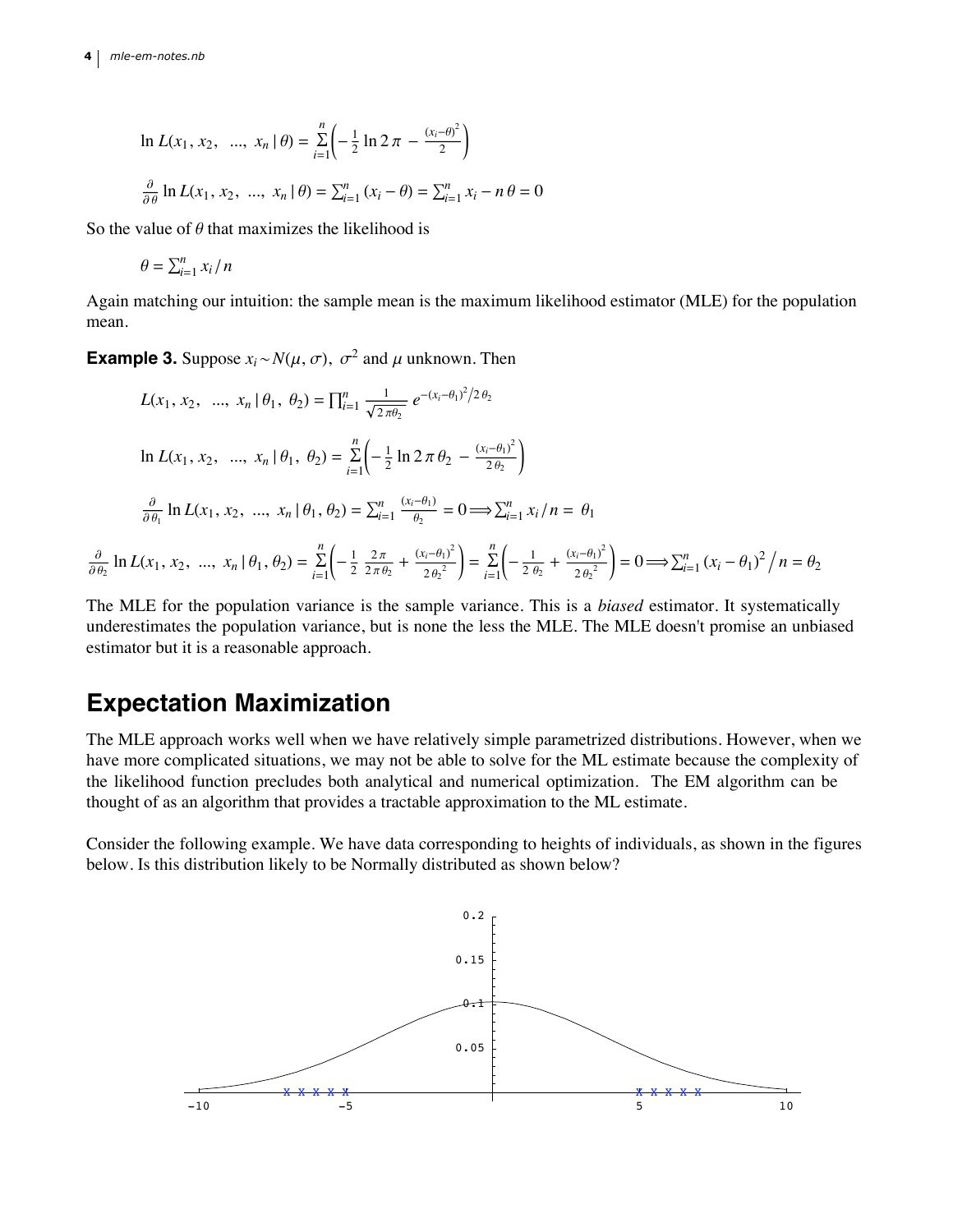$$\ln L(x_1, x_2, \ ..., \ x_n \mid \theta) = \sum_{i=1}^{n} \left( -\frac{1}{2} \ln 2\pi - \frac{(x_i - \theta)^2}{2} \right)$$

$$\frac{\partial}{\partial \theta} \ln L(x_1, x_2, \ ..., \ x_n \mid \theta) = \sum_{i=1}^{n} (x_i - \theta) = \sum_{i=1}^{n} x_i - n\,\theta = 0$$

So the value of $\theta$ that maximizes the likelihood is

$$\theta = \sum_{i=1}^{n} x_i / n$$

Again matching our intuition: the sample mean is the maximum likelihood estimator (MLE) for the population mean.

**Example 3.** Suppose $x_i \sim N(\mu, \sigma)$, $\sigma^2$ and $\mu$ unknown. Then

$$L(x_1, x_2, \ ..., \ x_n \mid \theta_1, \ \theta_2) = \prod_{i=1}^{n} \frac{1}{\sqrt{2\pi\theta_2}} \, e^{-(x_i - \theta_1)^2 / 2\,\theta_2}$$

$$\ln L(x_1, x_2, \ ..., \ x_n \mid \theta_1, \ \theta_2) = \sum_{i=1}^{n} \left( -\frac{1}{2} \ln 2\pi\,\theta_2 - \frac{(x_i - \theta_1)^2}{2\,\theta_2} \right)$$

$$\frac{\partial}{\partial \theta_1} \ln L(x_1, x_2, \ ..., \ x_n \mid \theta_1, \theta_2) = \sum_{i=1}^{n} \frac{(x_i - \theta_1)}{\theta_2} = 0 \Longrightarrow \sum_{i=1}^{n} x_i / n = \ \theta_1$$

$$\frac{\partial}{\partial \theta_2} \ln L(x_1, x_2, \ ..., \ x_n \mid \theta_1, \theta_2) = \sum_{i=1}^{n} \left( -\frac{1}{2} \frac{2\pi}{2\pi\,\theta_2} + \frac{(x_i - \theta_1)^2}{2\,\theta_2^{\,2}} \right) = \sum_{i=1}^{n} \left( -\frac{1}{2\,\theta_2} + \frac{(x_i - \theta_1)^2}{2\,\theta_2^{\,2}} \right) = 0 \Longrightarrow \sum_{i=1}^{n} (x_i - \theta_1)^2 / n = \theta_2$$

The MLE for the population variance is the sample variance. This is a *biased* estimator. It systematically underestimates the population variance, but is none the less the MLE. The MLE doesn't promise an unbiased estimator but it is a reasonable approach.

## Expectation Maximization

The MLE approach works well when we have relatively simple parametrized distributions. However, when we have more complicated situations, we may not be able to solve for the ML estimate because the complexity of the likelihood function precludes both analytical and numerical optimization. The EM algorithm can be thought of as an algorithm that provides a tractable approximation to the ML estimate.

Consider the following example. We have data corresponding to heights of individuals, as shown in the figures below. Is this distribution likely to be Normally distributed as shown below?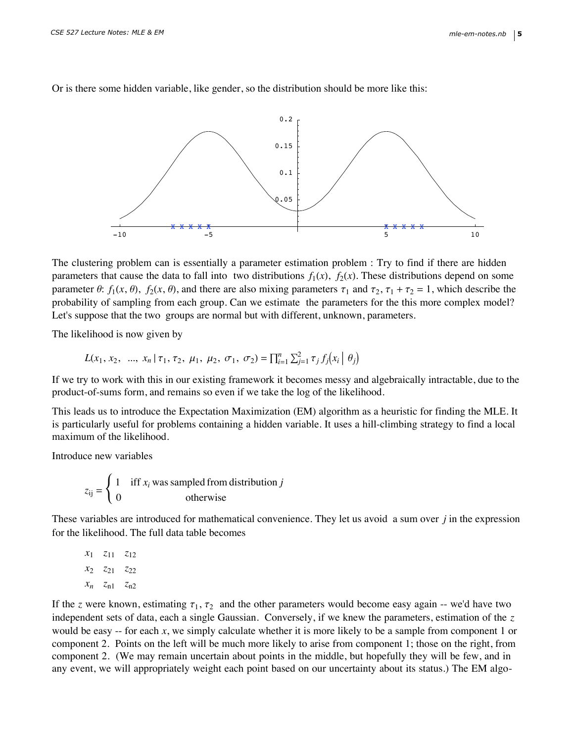Or is there some hidden variable, like gender, so the distribution should be more like this:

The clustering problem can is essentially a parameter estimation problem : Try to find if there are hidden parameters that cause the data to fall into two distributions $f_1(x)$, $f_2(x)$. These distributions depend on some parameter $\theta$: $f_1(x, \theta)$, $f_2(x, \theta)$, and there are also mixing parameters $\tau_1$ and $\tau_2$, $\tau_1 + \tau_2 = 1$, which describe the probability of sampling from each group. Can we estimate the parameters for the this more complex model? Let's suppose that the two groups are normal but with different, unknown, parameters.

The likelihood is now given by

$$L(x_1, x_2, \ldots, x_n \mid \tau_1, \tau_2, \mu_1, \mu_2, \sigma_1, \sigma_2) = \prod_{i=1}^{n} \sum_{j=1}^{2} \tau_j f_j(x_i \mid \theta_j)$$

If we try to work with this in our existing framework it becomes messy and algebraically intractable, due to the product-of-sums form, and remains so even if we take the log of the likelihood.

This leads us to introduce the Expectation Maximization (EM) algorithm as a heuristic for finding the MLE. It is particularly useful for problems containing a hidden variable. It uses a hill-climbing strategy to find a local maximum of the likelihood.

Introduce new variables

$$z_{ij} = \begin{cases} 1 & \text{iff } x_i \text{ was sampled from distribution } j \\ 0 & \text{otherwise} \end{cases}$$

These variables are introduced for mathematical convenience. They let us avoid a sum over $j$ in the expression for the likelihood. The full data table becomes

$$\begin{array}{ccc} x_1 & z_{11} & z_{12} \\ x_2 & z_{21} & z_{22} \\ x_n & z_{n1} & z_{n2} \end{array}$$

If the $z$ were known, estimating $\tau_1, \tau_2$ and the other parameters would become easy again -- we'd have two independent sets of data, each a single Gaussian. Conversely, if we knew the parameters, estimation of the $z$ would be easy -- for each $x$, we simply calculate whether it is more likely to be a sample from component 1 or component 2. Points on the left will be much more likely to arise from component 1; those on the right, from component 2. (We may remain uncertain about points in the middle, but hopefully they will be few, and in any event, we will appropriately weight each point based on our uncertainty about its status.) The EM algo-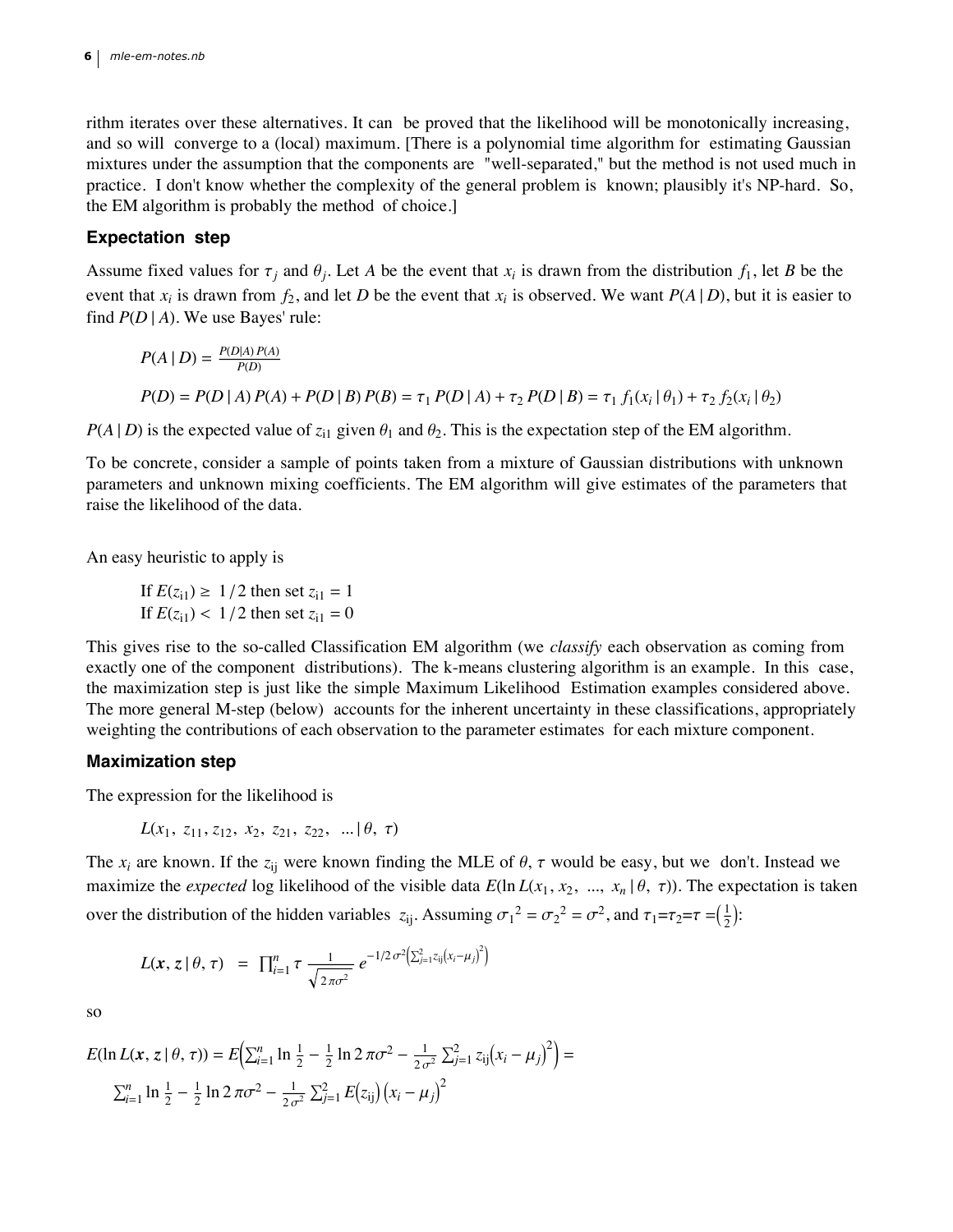rithm iterates over these alternatives. It can be proved that the likelihood will be monotonically increasing, and so will converge to a (local) maximum. [There is a polynomial time algorithm for estimating Gaussian mixtures under the assumption that the components are "well-separated," but the method is not used much in practice. I don't know whether the complexity of the general problem is known; plausibly it's NP-hard. So, the EM algorithm is probably the method of choice.]

### Expectation step

Assume fixed values for $\tau_j$ and $\theta_j$. Let $A$ be the event that $x_i$ is drawn from the distribution $f_1$, let $B$ be the event that $x_i$ is drawn from $f_2$, and let $D$ be the event that $x_i$ is observed. We want $P(A \mid D)$, but it is easier to find $P(D \mid A)$. We use Bayes' rule:

$$P(A \mid D) = \frac{P(D|A)\, P(A)}{P(D)}$$

$$P(D) = P(D \mid A)\, P(A) + P(D \mid B)\, P(B) = \tau_1\, P(D \mid A) + \tau_2\, P(D \mid B) = \tau_1\, f_1(x_i \mid \theta_1) + \tau_2\, f_2(x_i \mid \theta_2)$$

$P(A \mid D)$ is the expected value of $z_{i1}$ given $\theta_1$ and $\theta_2$. This is the expectation step of the EM algorithm.

To be concrete, consider a sample of points taken from a mixture of Gaussian distributions with unknown parameters and unknown mixing coefficients. The EM algorithm will give estimates of the parameters that raise the likelihood of the data.

An easy heuristic to apply is

If $E(z_{i1}) \geq 1/2$ then set $z_{i1} = 1$
If $E(z_{i1}) < 1/2$ then set $z_{i1} = 0$

This gives rise to the so-called Classification EM algorithm (we *classify* each observation as coming from exactly one of the component distributions). The k-means clustering algorithm is an example. In this case, the maximization step is just like the simple Maximum Likelihood Estimation examples considered above. The more general M-step (below) accounts for the inherent uncertainty in these classifications, appropriately weighting the contributions of each observation to the parameter estimates for each mixture component.

### Maximization step

The expression for the likelihood is

$$L(x_1,\ z_{11}, z_{12},\ x_2,\ z_{21},\ z_{22},\ \ldots \mid \theta,\ \tau)$$

The $x_i$ are known. If the $z_{ij}$ were known finding the MLE of $\theta$, $\tau$ would be easy, but we don't. Instead we maximize the *expected* log likelihood of the visible data $E(\ln L(x_1, x_2,\ \ldots,\ x_n \mid \theta,\ \tau))$. The expectation is taken over the distribution of the hidden variables $z_{ij}$. Assuming $\sigma_1{}^2 = \sigma_2{}^2 = \sigma^2$, and $\tau_1 = \tau_2 = \tau = \left(\frac{1}{2}\right)$:

$$L(\boldsymbol{x}, \boldsymbol{z} \mid \theta, \tau) \ = \ \prod_{i=1}^{n} \tau \, \frac{1}{\sqrt{2\pi\sigma^2}} \, e^{-1/2\,\sigma^2 \left(\sum_{j=1}^{2} z_{ij} \left(x_i - \mu_j\right)^2\right)}$$

so

$$E(\ln L(\boldsymbol{x}, \boldsymbol{z} \mid \theta, \tau)) = E\left(\sum_{i=1}^{n} \ln \frac{1}{2} - \frac{1}{2} \ln 2\pi\sigma^2 - \frac{1}{2\sigma^2} \sum_{j=1}^{2} z_{ij} \left(x_i - \mu_j\right)^2\right) =$$
$$\sum_{i=1}^{n} \ln \frac{1}{2} - \frac{1}{2} \ln 2\pi\sigma^2 - \frac{1}{2\sigma^2} \sum_{j=1}^{2} E\left(z_{ij}\right) \left(x_i - \mu_j\right)^2$$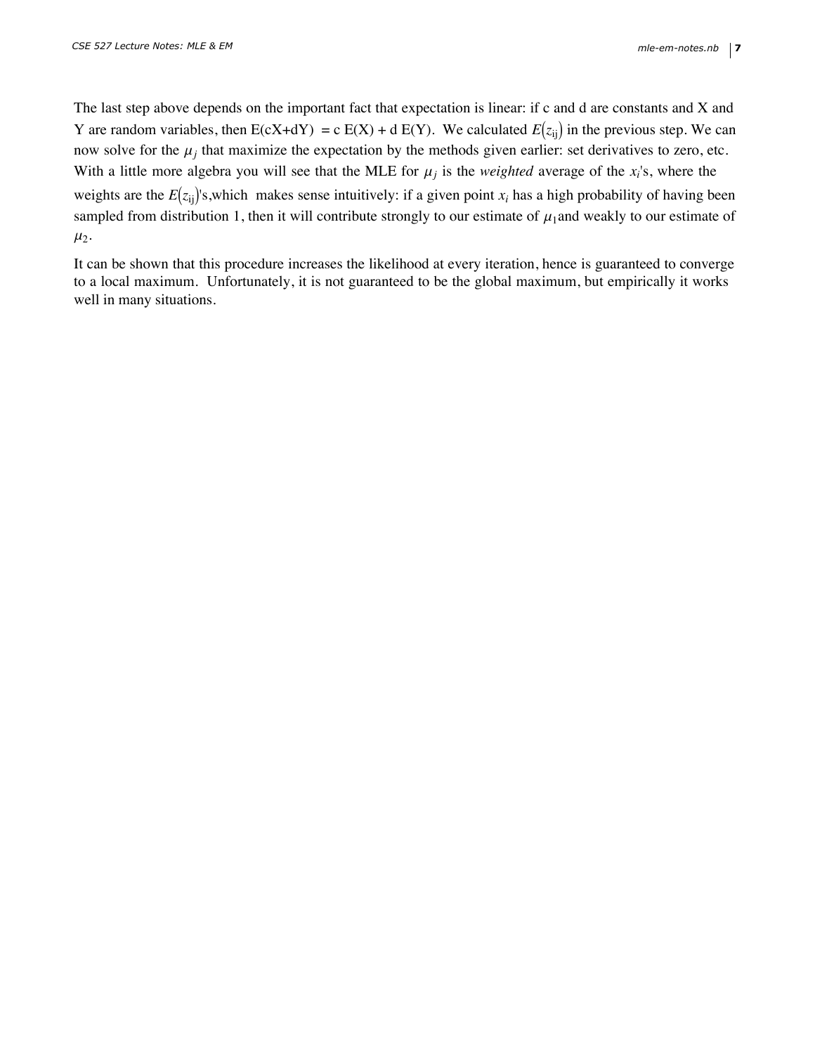The last step above depends on the important fact that expectation is linear: if c and d are constants and X and Y are random variables, then $E(cX+dY) = c\,E(X) + d\,E(Y)$. We calculated $E(z_{ij})$ in the previous step. We can now solve for the $\mu_j$ that maximize the expectation by the methods given earlier: set derivatives to zero, etc. With a little more algebra you will see that the MLE for $\mu_j$ is the *weighted* average of the $x_i$'s, where the weights are the $E(z_{ij})$'s,which makes sense intuitively: if a given point $x_i$ has a high probability of having been sampled from distribution 1, then it will contribute strongly to our estimate of $\mu_1$and weakly to our estimate of $\mu_2$.

It can be shown that this procedure increases the likelihood at every iteration, hence is guaranteed to converge to a local maximum. Unfortunately, it is not guaranteed to be the global maximum, but empirically it works well in many situations.